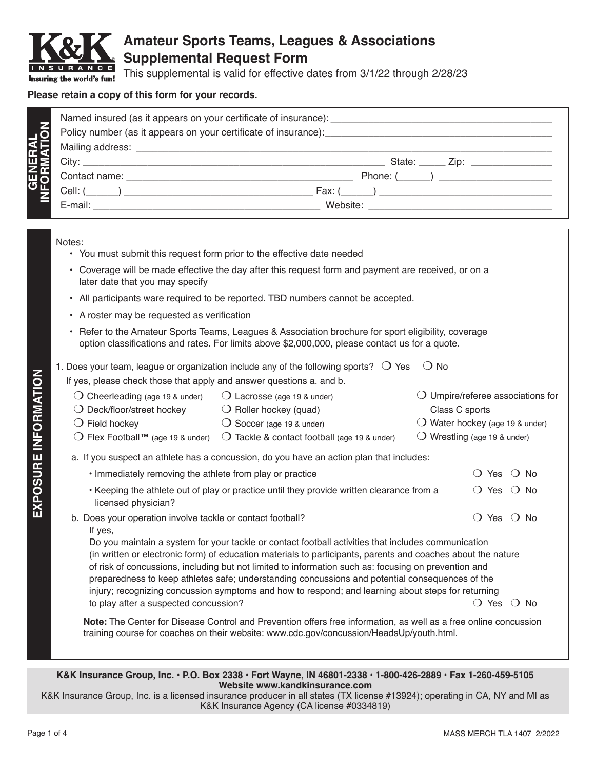# Amateur Sports Teams, Leagues & Associations Supplemental Request Form

This supplemental is valid for effective dates from 3/1/22 through 2/28/23

**Please retain a copy of this form for your records.**

## GENERAL INFORMATION

Named insured (as it appears on your certificate of insurance): ______________________

Policy number (as it appears on your certificate of insurance): ______________________

Mailing address: ______________________

City: ______________________ State: _____ Zip: ______________

Contact name: ______________________ Phone: (______) ______________

Cell: (______) ______________________ Fax: (______) ______________

E-mail: ______________________ Website: ______________________

## EXPOSURE INFORMATION

Notes:

- You must submit this request form prior to the effective date needed
- Coverage will be made effective the day after this request form and payment are received, or on a later date that you may specify
- All participants ware required to be reported. TBD numbers cannot be accepted.
- A roster may be requested as verification
- Refer to the Amateur Sports Teams, Leagues & Association brochure for sport eligibility, coverage option classifications and rates. For limits above $2,000,000, please contact us for a quote.

1. Does your team, league or organization include any of the following sports? ❍ Yes ❍ No

   If yes, please check those that apply and answer questions a. and b.

   - ❍ Cheerleading (age 19 & under)
   - ❍ Deck/floor/street hockey
   - ❍ Field hockey
   - ❍ Flex Football™ (age 19 & under)
   - ❍ Lacrosse (age 19 & under)
   - ❍ Roller hockey (quad)
   - ❍ Soccer (age 19 & under)
   - ❍ Tackle & contact football (age 19 & under)
   - ❍ Umpire/referee associations for Class C sports
   - ❍ Water hockey (age 19 & under)
   - ❍ Wrestling (age 19 & under)

   a. If you suspect an athlete has a concussion, do you have an action plan that includes:

   - Immediately removing the athlete from play or practice ❍ Yes ❍ No
   - Keeping the athlete out of play or practice until they provide written clearance from a licensed physician? ❍ Yes ❍ No

   b. Does your operation involve tackle or contact football? ❍ Yes ❍ No

   If yes,

   Do you maintain a system for your tackle or contact football activities that includes communication (in written or electronic form) of education materials to participants, parents and coaches about the nature of risk of concussions, including but not limited to information such as: focusing on prevention and preparedness to keep athletes safe; understanding concussions and potential consequences of the injury; recognizing concussion symptoms and how to respond; and learning about steps for returning to play after a suspected concussion? ❍ Yes ❍ No

   **Note:** The Center for Disease Control and Prevention offers free information, as well as a free online concussion training course for coaches on their website: www.cdc.gov/concussion/HeadsUp/youth.html.

**K&K Insurance Group, Inc. · P.O. Box 2338 · Fort Wayne, IN 46801-2338 · 1-800-426-2889 · Fax 1-260-459-5105**
**Website www.kandkinsurance.com**
K&K Insurance Group, Inc. is a licensed insurance producer in all states (TX license #13924); operating in CA, NY and MI as K&K Insurance Agency (CA license #0334819)

MASS MERCH TLA 1407 2/2022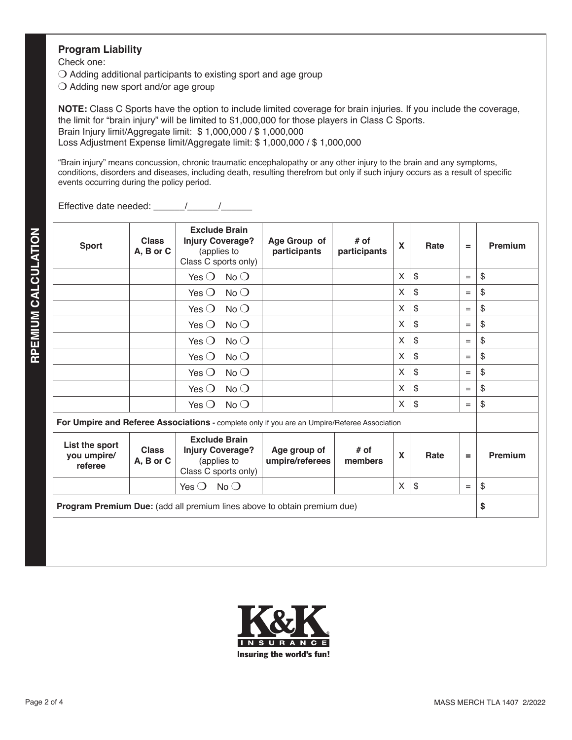**RPEMIUM CALCULATION**

## Program Liability

Check one:

❍ Adding additional participants to existing sport and age group

❍ Adding new sport and/or age group

**NOTE:** Class C Sports have the option to include limited coverage for brain injuries. If you include the coverage, the limit for "brain injury" will be limited to $1,000,000 for those players in Class C Sports.
Brain Injury limit/Aggregate limit: $ 1,000,000 / $ 1,000,000
Loss Adjustment Expense limit/Aggregate limit: $ 1,000,000 / $ 1,000,000

"Brain injury" means concussion, chronic traumatic encephalopathy or any other injury to the brain and any symptoms, conditions, disorders and diseases, including death, resulting therefrom but only if such injury occurs as a result of specific events occurring during the policy period.

Effective date needed: ______/______/______

| Sport | Class A, B or C | Exclude Brain Injury Coverage? (applies to Class C sports only) | Age Group of participants | # of participants | X | Rate | = | Premium |
|---|---|---|---|---|---|---|---|---|
| | | Yes ❍ No ❍ | | | X | $ | = | $ |
| | | Yes ❍ No ❍ | | | X | $ | = | $ |
| | | Yes ❍ No ❍ | | | X | $ | = | $ |
| | | Yes ❍ No ❍ | | | X | $ | = | $ |
| | | Yes ❍ No ❍ | | | X | $ | = | $ |
| | | Yes ❍ No ❍ | | | X | $ | = | $ |
| | | Yes ❍ No ❍ | | | X | $ | = | $ |
| | | Yes ❍ No ❍ | | | X | $ | = | $ |
| | | Yes ❍ No ❍ | | | X | $ | = | $ |
| **For Umpire and Referee Associations -** complete only if you are an Umpire/Referee Association | | | | | | | | |
| **List the sport you umpire/ referee** | **Class A, B or C** | **Exclude Brain Injury Coverage?** (applies to Class C sports only) | **Age group of umpire/referees** | **# of members** | **X** | **Rate** | **=** | **Premium** |
| | | Yes ❍ No ❍ | | | X | $ | = | $ |
| **Program Premium Due:** (add all premium lines above to obtain premium due) | | | | | | | | **$** |

K&K INSURANCE
Insuring the world's fun!

MASS MERCH TLA 1407 2/2022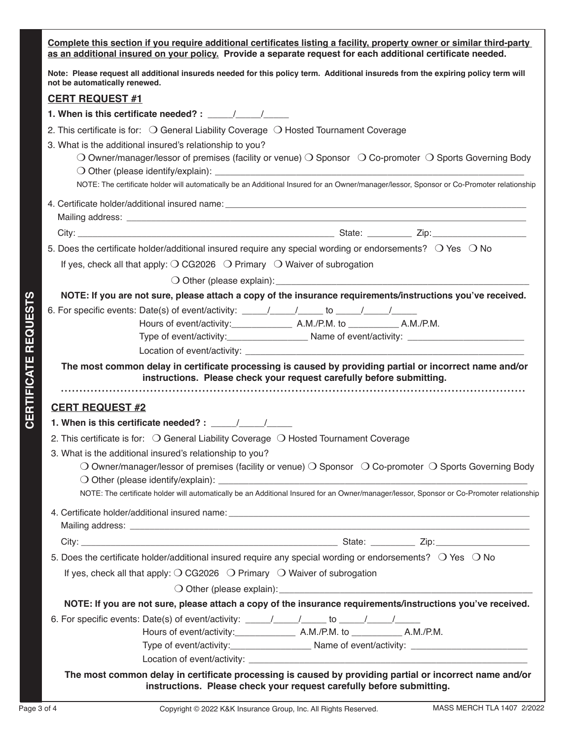**CERTIFICATE REQUESTS**

**Complete this section if you require additional certificates listing a facility, property owner or similar third-party as an additional insured on your policy. Provide a separate request for each additional certificate needed.**

**Note: Please request all additional insureds needed for this policy term. Additional insureds from the expiring policy term will not be automatically renewed.**

## CERT REQUEST #1

**1. When is this certificate needed? :** _____/_____/_____

2. This certificate is for: ❍ General Liability Coverage ❍ Hosted Tournament Coverage

3. What is the additional insured's relationship to you?
   ❍ Owner/manager/lessor of premises (facility or venue) ❍ Sponsor ❍ Co-promoter ❍ Sports Governing Body
   ❍ Other (please identify/explain): ____________________
   NOTE: The certificate holder will automatically be an Additional Insured for an Owner/manager/lessor, Sponsor or Co-Promoter relationship

4. Certificate holder/additional insured name: ____________________
   Mailing address: ____________________
   City: ____________________ State: _________ Zip: ____________

5. Does the certificate holder/additional insured require any special wording or endorsements? ❍ Yes ❍ No
   If yes, check all that apply: ❍ CG2026 ❍ Primary ❍ Waiver of subrogation
   ❍ Other (please explain): ____________________

**NOTE: If you are not sure, please attach a copy of the insurance requirements/instructions you've received.**

6. For specific events: Date(s) of event/activity: _____/_____/_____ to _____/_____/_____
   Hours of event/activity: ____________ A.M./P.M. to __________ A.M./P.M.
   Type of event/activity: ________________ Name of event/activity: ____________________
   Location of event/activity: ____________________

**The most common delay in certificate processing is caused by providing partial or incorrect name and/or instructions. Please check your request carefully before submitting.**

## CERT REQUEST #2

**1. When is this certificate needed? :** _____/_____/_____

2. This certificate is for: ❍ General Liability Coverage ❍ Hosted Tournament Coverage

3. What is the additional insured's relationship to you?
   ❍ Owner/manager/lessor of premises (facility or venue) ❍ Sponsor ❍ Co-promoter ❍ Sports Governing Body
   ❍ Other (please identify/explain): ____________________
   NOTE: The certificate holder will automatically be an Additional Insured for an Owner/manager/lessor, Sponsor or Co-Promoter relationship

4. Certificate holder/additional insured name: ____________________
   Mailing address: ____________________
   City: ____________________ State: _________ Zip: ____________

5. Does the certificate holder/additional insured require any special wording or endorsements? ❍ Yes ❍ No
   If yes, check all that apply: ❍ CG2026 ❍ Primary ❍ Waiver of subrogation
   ❍ Other (please explain): ____________________

**NOTE: If you are not sure, please attach a copy of the insurance requirements/instructions you've received.**

6. For specific events: Date(s) of event/activity: _____/_____/_____ to _____/_____/_____
   Hours of event/activity: ____________ A.M./P.M. to __________ A.M./P.M.
   Type of event/activity: ________________ Name of event/activity: ____________________
   Location of event/activity: ____________________

**The most common delay in certificate processing is caused by providing partial or incorrect name and/or instructions. Please check your request carefully before submitting.**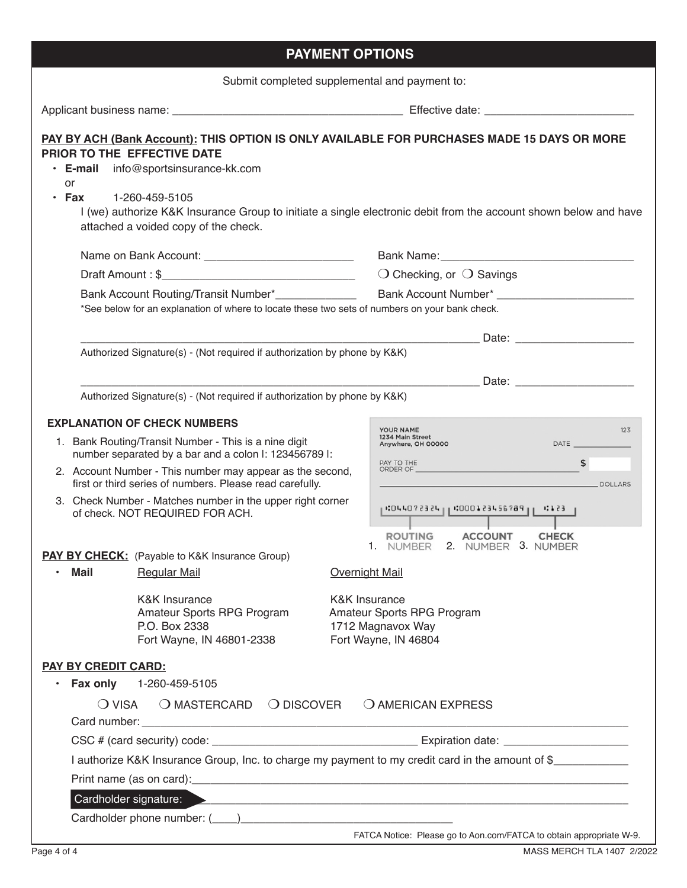## PAYMENT OPTIONS

Submit completed supplemental and payment to:

Applicant business name: ____________________________________ Effective date: ________________________

**PAY BY ACH (Bank Account): THIS OPTION IS ONLY AVAILABLE FOR PURCHASES MADE 15 DAYS OR MORE PRIOR TO THE EFFECTIVE DATE**

- **E-mail** info@sportsinsurance-kk.com
  or
- **Fax** 1-260-459-5105

  I (we) authorize K&K Insurance Group to initiate a single electronic debit from the account shown below and have attached a voided copy of the check.

Name on Bank Account: ________________________ Bank Name:________________________________

Draft Amount : $________________________________ ❍ Checking, or ❍ Savings

Bank Account Routing/Transit Number*_____________ Bank Account Number* ______________________

*See below for an explanation of where to locate these two sets of numbers on your bank check.

_________________________________________________________________ Date: ___________________

Authorized Signature(s) - (Not required if authorization by phone by K&K)

_________________________________________________________________ Date: ___________________

Authorized Signature(s) - (Not required if authorization by phone by K&K)

**EXPLANATION OF CHECK NUMBERS**

1. Bank Routing/Transit Number - This is a nine digit number separated by a bar and a colon |: 123456789 |:
2. Account Number - This number may appear as the second, first or third series of numbers. Please read carefully.
3. Check Number - Matches number in the upper right corner of check. NOT REQUIRED FOR ACH.

YOUR NAME
1234 Main Street
Anywhere, OH 00000
123
DATE
PAY TO THE ORDER OF
$
DOLLARS
⑆044072324⑆ ⑆000123456789⑆ ⑆123
1. ROUTING NUMBER 2. ACCOUNT NUMBER 3. CHECK NUMBER

**PAY BY CHECK:** (Payable to K&K Insurance Group)

- **Mail**

| Regular Mail | Overnight Mail |
|---|---|
| K&K Insurance | K&K Insurance |
| Amateur Sports RPG Program | Amateur Sports RPG Program |
| P.O. Box 2338 | 1712 Magnavox Way |
| Fort Wayne, IN 46801-2338 | Fort Wayne, IN 46804 |

**PAY BY CREDIT CARD:**

- **Fax only** 1-260-459-5105

❍ VISA ❍ MASTERCARD ❍ DISCOVER ❍ AMERICAN EXPRESS

Card number: ____________________________________________________________________________

CSC # (card security) code: _________________________________ Expiration date: ____________________

I authorize K&K Insurance Group, Inc. to charge my payment to my credit card in the amount of $____________

Print name (as on card):_________________________________________________________________________

Cardholder signature: ___________________________________________________________________________

Cardholder phone number: (____)___________________________________

FATCA Notice: Please go to Aon.com/FATCA to obtain appropriate W-9.

MASS MERCH TLA 1407 2/2022